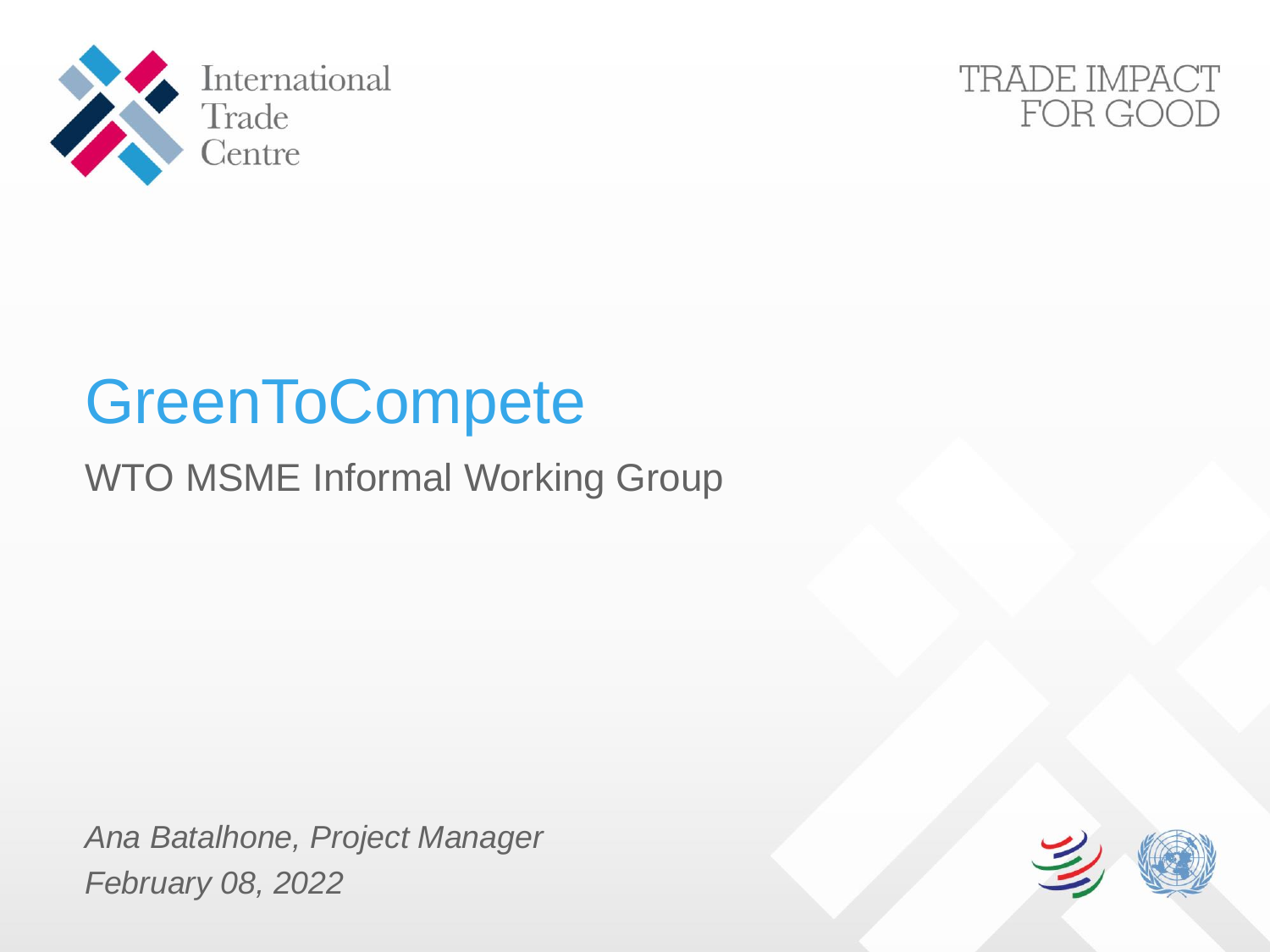International Trade Centre

TRADE IMPACT FOR GOOD

# GreenToCompete

## WTO MSME Informal Working Group

*Ana Batalhone, Project Manager*

*February 08, 2022*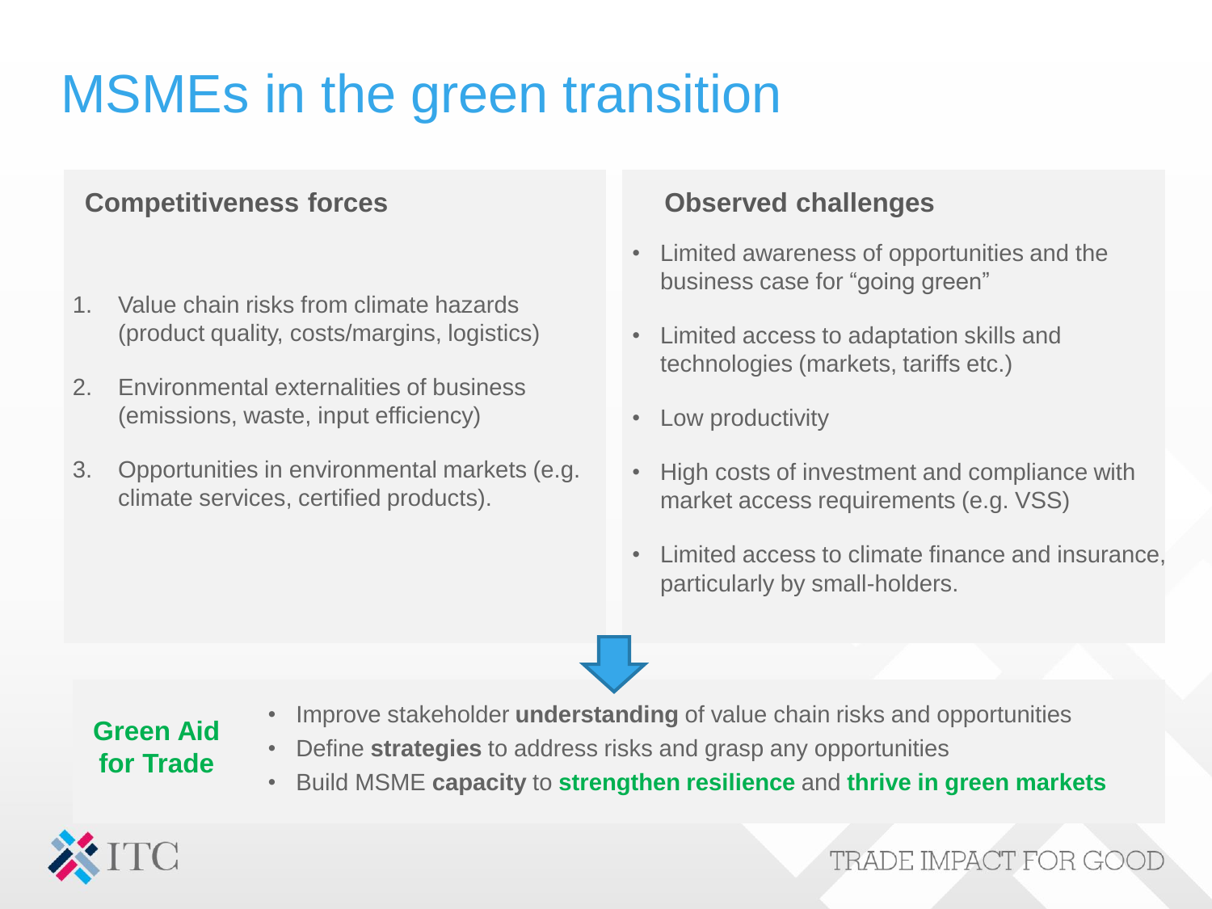# MSMEs in the green transition

## Competitiveness forces

1. Value chain risks from climate hazards (product quality, costs/margins, logistics)
2. Environmental externalities of business (emissions, waste, input efficiency)
3. Opportunities in environmental markets (e.g. climate services, certified products).

## Observed challenges

- Limited awareness of opportunities and the business case for "going green"
- Limited access to adaptation skills and technologies (markets, tariffs etc.)
- Low productivity
- High costs of investment and compliance with market access requirements (e.g. VSS)
- Limited access to climate finance and insurance, particularly by small-holders.

**Green Aid for Trade**

- Improve stakeholder **understanding** of value chain risks and opportunities
- Define **strategies** to address risks and grasp any opportunities
- Build MSME **capacity** to **strengthen resilience** and **thrive in green markets**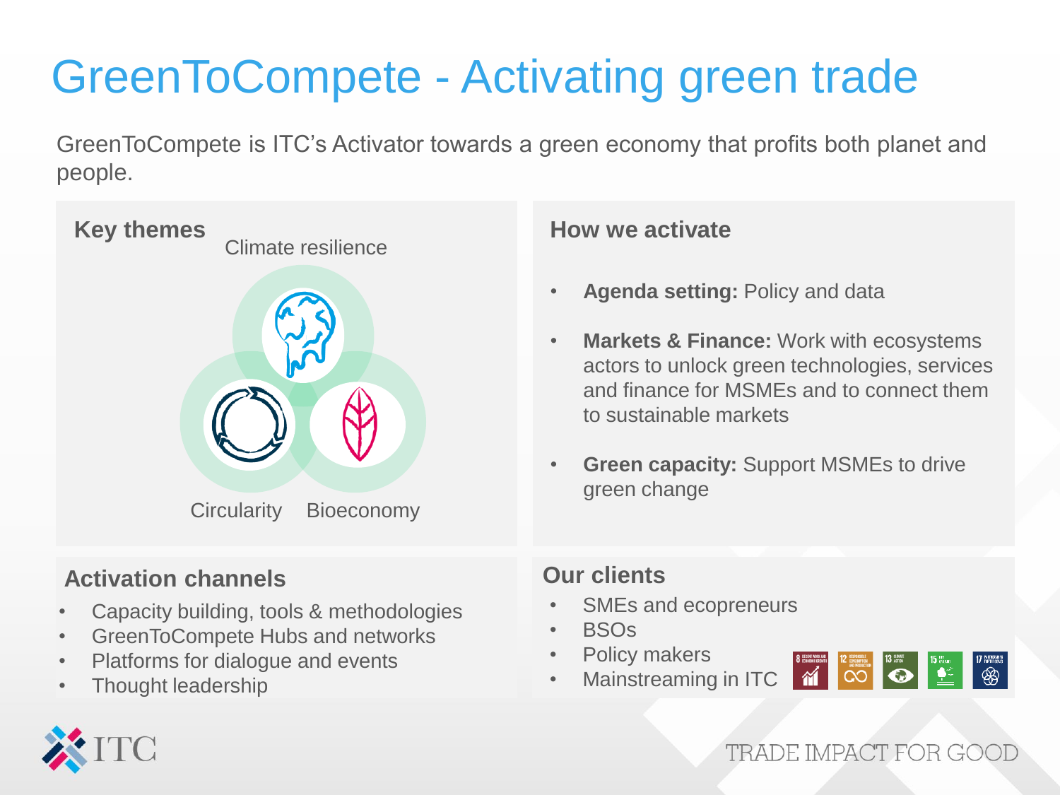# GreenToCompete - Activating green trade

GreenToCompete is ITC's Activator towards a green economy that profits both planet and people.

## Key themes

Climate resilience

Circularity

Bioeconomy

## How we activate

- **Agenda setting:** Policy and data
- **Markets & Finance:** Work with ecosystems actors to unlock green technologies, services and finance for MSMEs and to connect them to sustainable markets
- **Green capacity:** Support MSMEs to drive green change

## Activation channels

- Capacity building, tools & methodologies
- GreenToCompete Hubs and networks
- Platforms for dialogue and events
- Thought leadership

## Our clients

- SMEs and ecopreneurs
- BSOs
- Policy makers
- Mainstreaming in ITC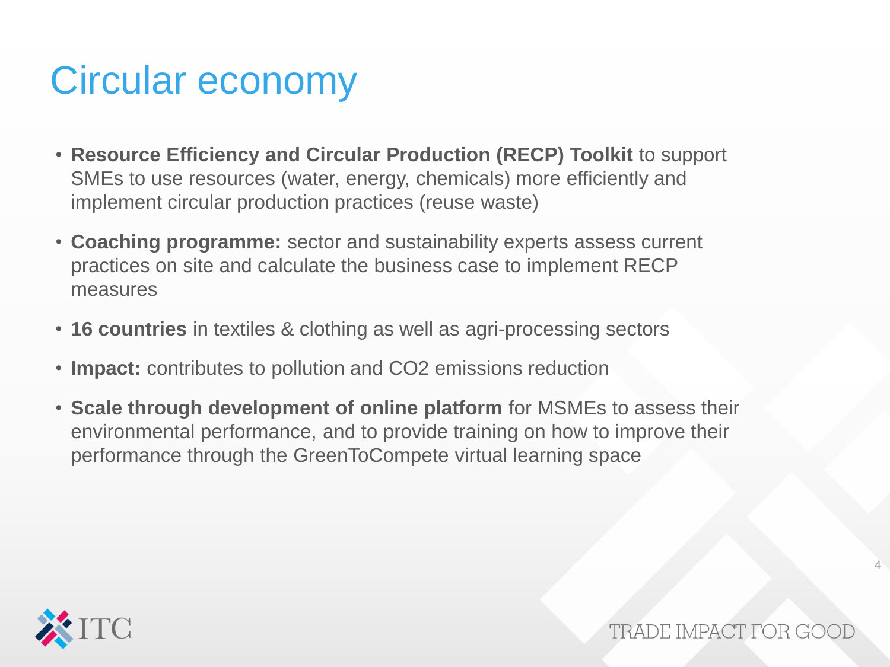# Circular economy

- **Resource Efficiency and Circular Production (RECP) Toolkit** to support SMEs to use resources (water, energy, chemicals) more efficiently and implement circular production practices (reuse waste)
- **Coaching programme:** sector and sustainability experts assess current practices on site and calculate the business case to implement RECP measures
- **16 countries** in textiles & clothing as well as agri-processing sectors
- **Impact:** contributes to pollution and $CO_2$ emissions reduction
- **Scale through development of online platform** for MSMEs to assess their environmental performance, and to provide training on how to improve their performance through the GreenToCompete virtual learning space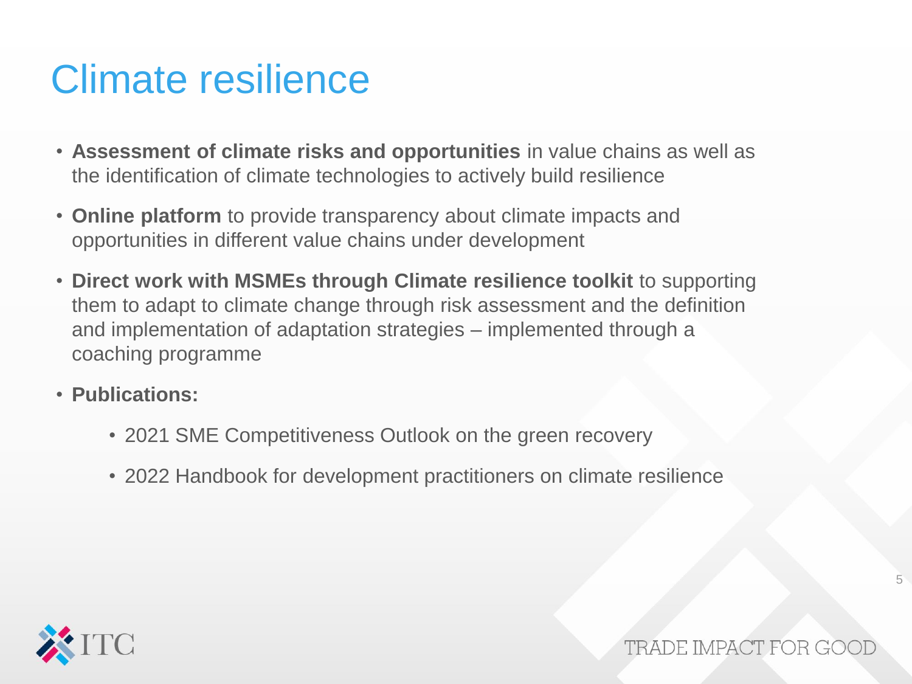# Climate resilience

- **Assessment of climate risks and opportunities** in value chains as well as the identification of climate technologies to actively build resilience
- **Online platform** to provide transparency about climate impacts and opportunities in different value chains under development
- **Direct work with MSMEs through Climate resilience toolkit** to supporting them to adapt to climate change through risk assessment and the definition and implementation of adaptation strategies – implemented through a coaching programme
- **Publications:**
  - 2021 SME Competitiveness Outlook on the green recovery
  - 2022 Handbook for development practitioners on climate resilience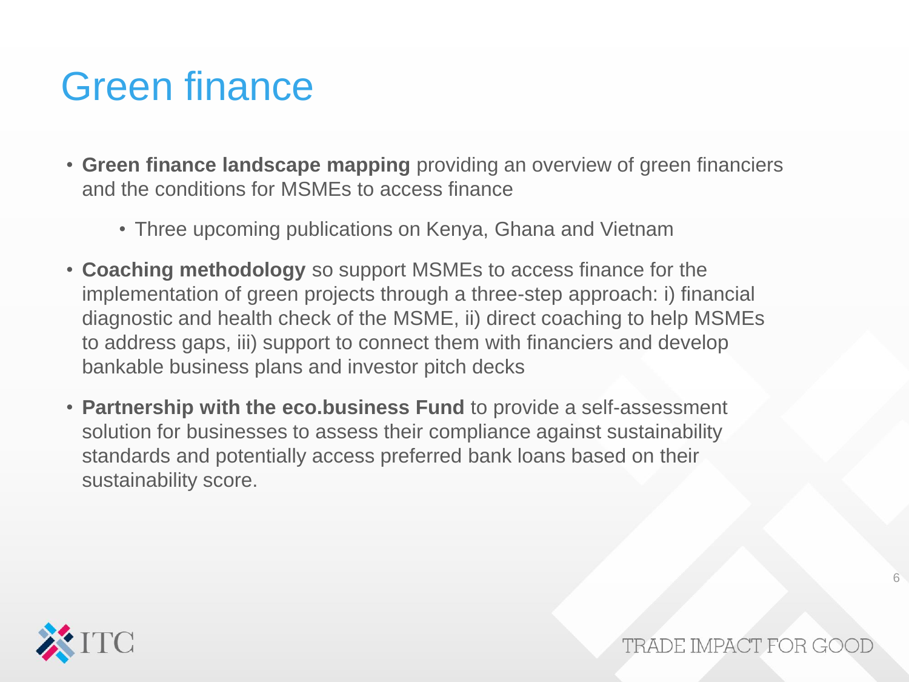# Green finance

- **Green finance landscape mapping** providing an overview of green financiers and the conditions for MSMEs to access finance
  - Three upcoming publications on Kenya, Ghana and Vietnam
- **Coaching methodology** so support MSMEs to access finance for the implementation of green projects through a three-step approach: i) financial diagnostic and health check of the MSME, ii) direct coaching to help MSMEs to address gaps, iii) support to connect them with financiers and develop bankable business plans and investor pitch decks
- **Partnership with the eco.business Fund** to provide a self-assessment solution for businesses to assess their compliance against sustainability standards and potentially access preferred bank loans based on their sustainability score.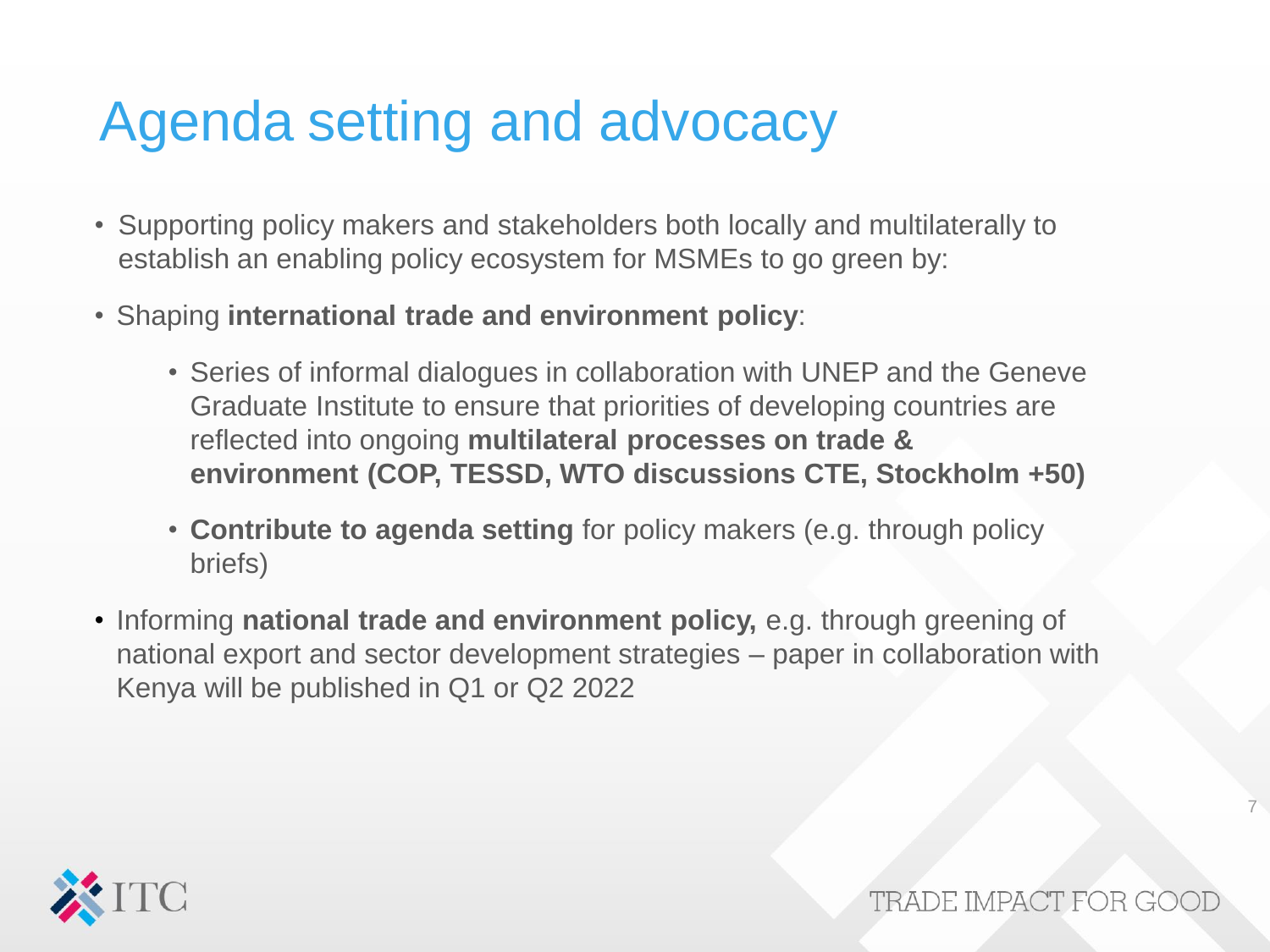# Agenda setting and advocacy

- Supporting policy makers and stakeholders both locally and multilaterally to establish an enabling policy ecosystem for MSMEs to go green by:
- Shaping **international trade and environment policy**:
  - Series of informal dialogues in collaboration with UNEP and the Geneve Graduate Institute to ensure that priorities of developing countries are reflected into ongoing **multilateral processes on trade & environment (COP, TESSD, WTO discussions CTE, Stockholm +50)**
  - **Contribute to agenda setting** for policy makers (e.g. through policy briefs)
- Informing **national trade and environment policy,** e.g. through greening of national export and sector development strategies – paper in collaboration with Kenya will be published in Q1 or Q2 2022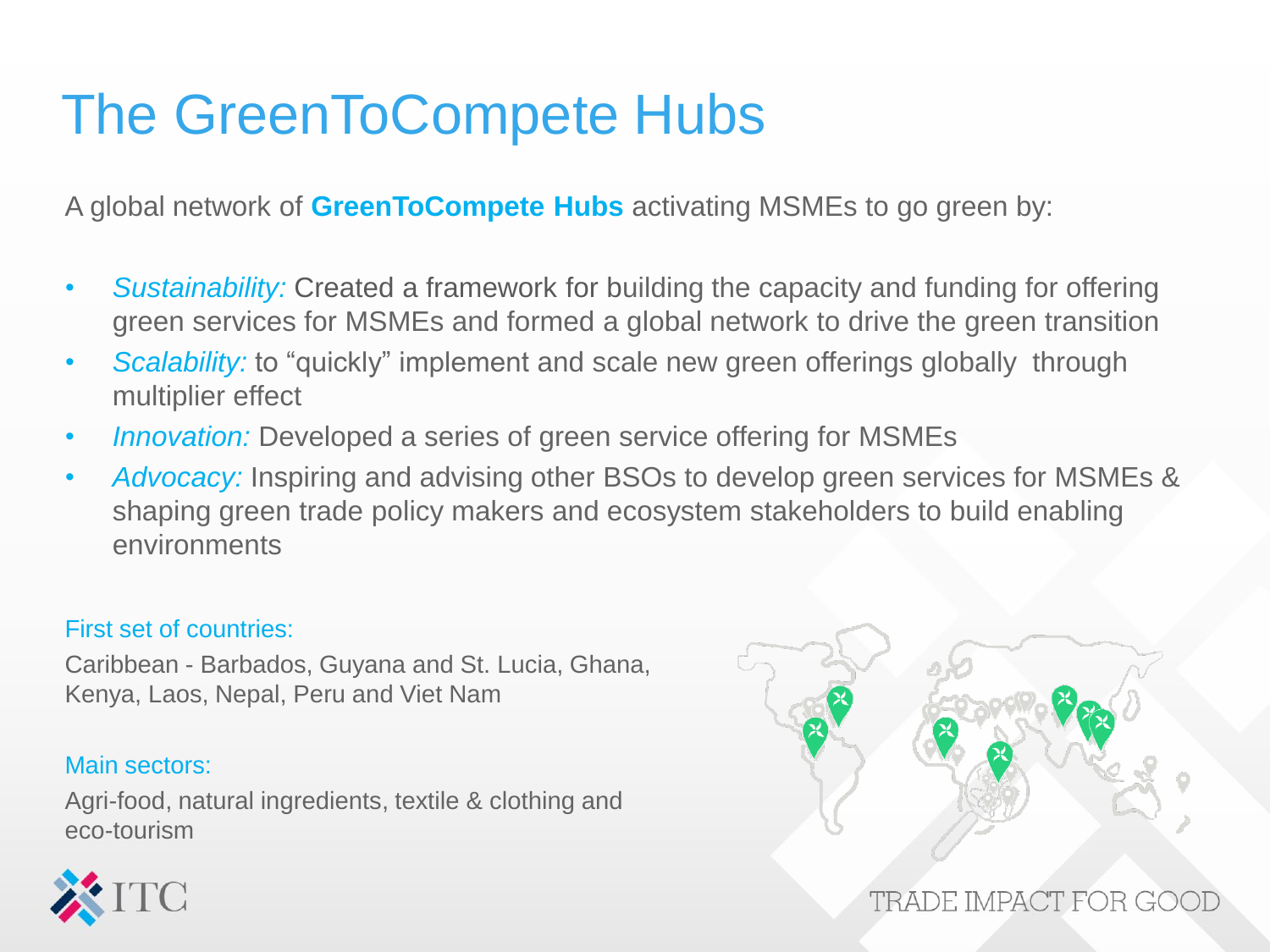# The GreenToCompete Hubs

A global network of **GreenToCompete Hubs** activating MSMEs to go green by:

- *Sustainability:* Created a framework for building the capacity and funding for offering green services for MSMEs and formed a global network to drive the green transition
- *Scalability:* to "quickly" implement and scale new green offerings globally through multiplier effect
- *Innovation:* Developed a series of green service offering for MSMEs
- *Advocacy:* Inspiring and advising other BSOs to develop green services for MSMEs & shaping green trade policy makers and ecosystem stakeholders to build enabling environments

First set of countries:

Caribbean - Barbados, Guyana and St. Lucia, Ghana, Kenya, Laos, Nepal, Peru and Viet Nam

Main sectors:

Agri-food, natural ingredients, textile & clothing and eco-tourism

ITC

TRADE IMPACT FOR GOOD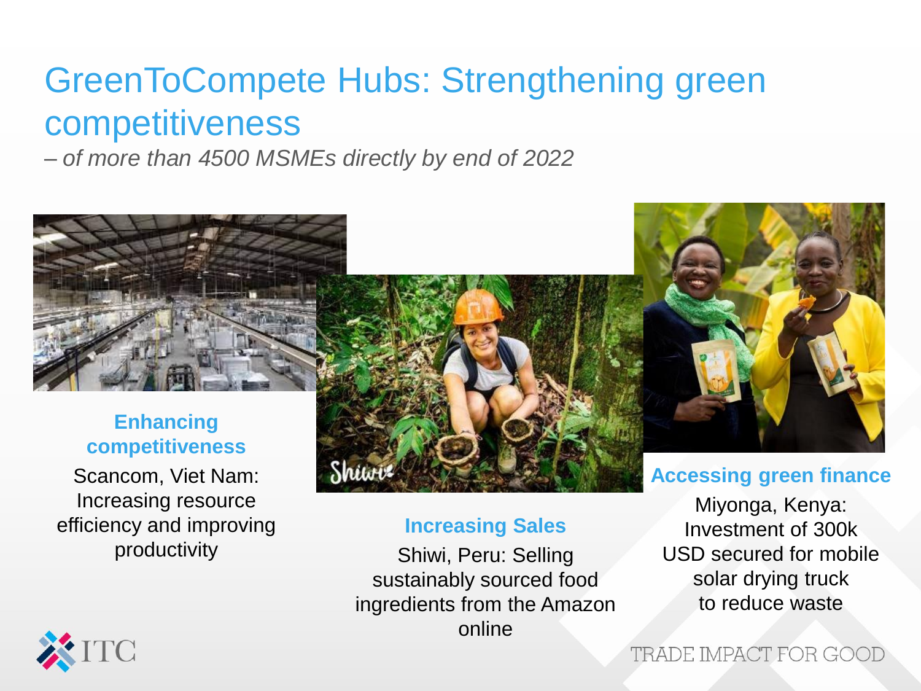# GreenToCompete Hubs: Strengthening green competitiveness

*– of more than 4500 MSMEs directly by end of 2022*

**Enhancing competitiveness**

Scancom, Viet Nam: Increasing resource efficiency and improving productivity

**Increasing Sales**

Shiwi, Peru: Selling sustainably sourced food ingredients from the Amazon online

**Accessing green finance**

Miyonga, Kenya: Investment of 300k USD secured for mobile solar drying truck to reduce waste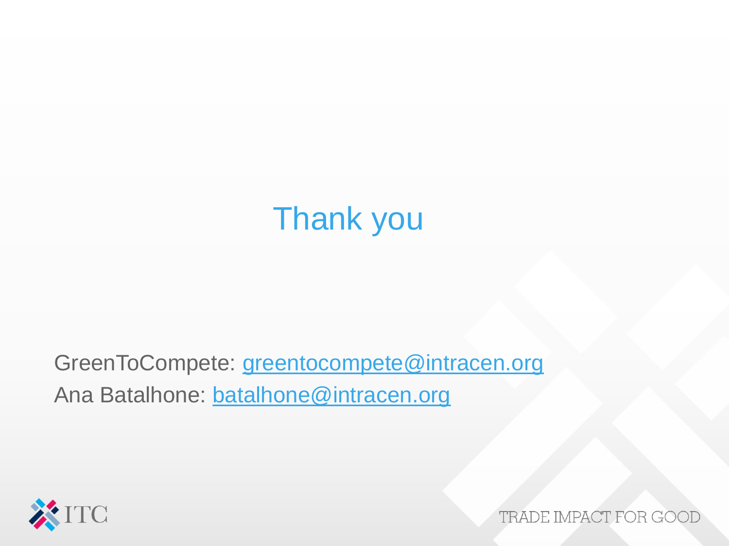# Thank you

GreenToCompete: greentocompete@intracen.org
Ana Batalhone: batalhone@intracen.org

ITC

TRADE IMPACT FOR GOOD